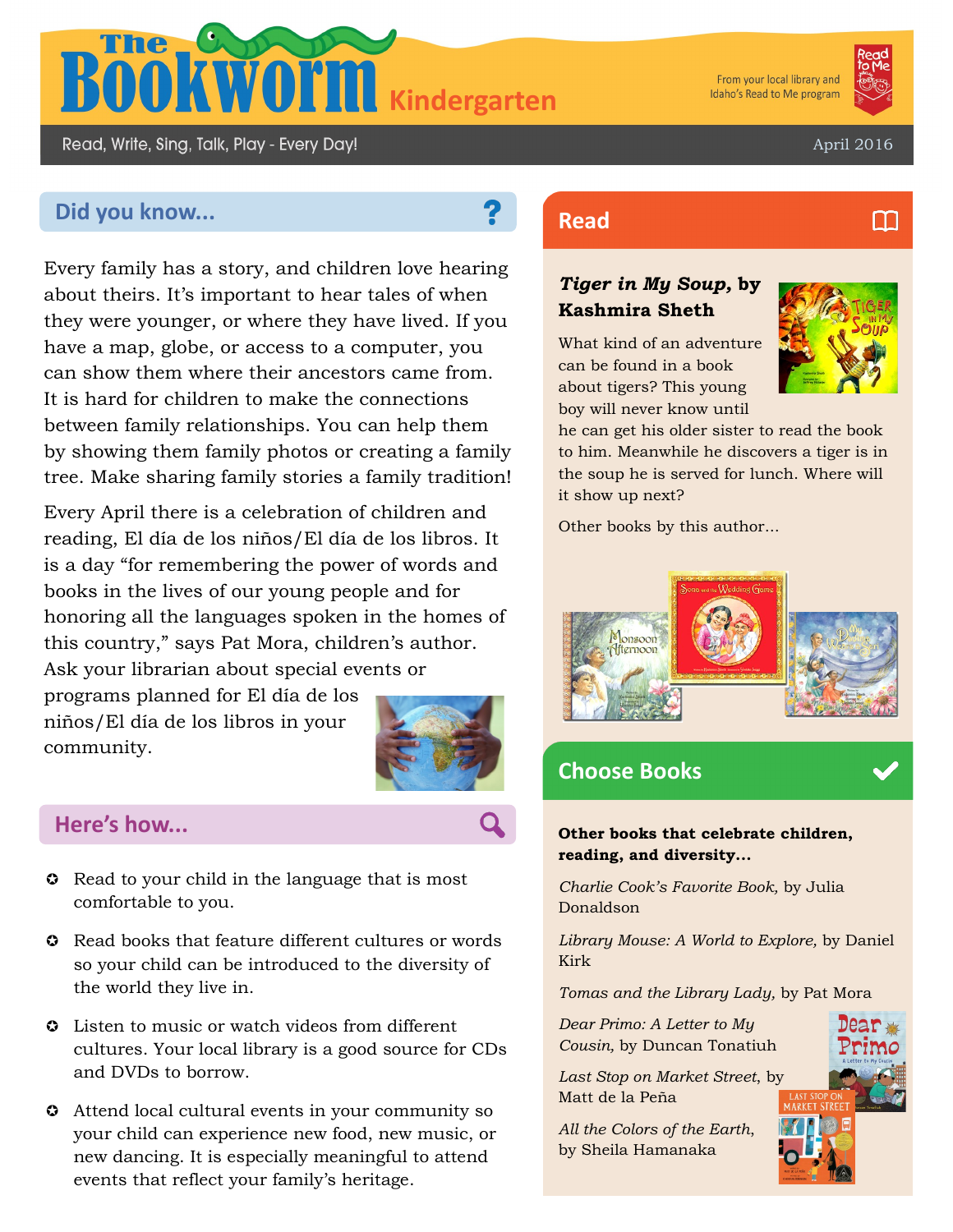# The Bookworm Kindergarten

From your local library and Idaho's Read to Me program

Read, Write, Sing, Talk, Play - Every Day!

April 2016

## Did you know...

Every family has a story, and children love hearing about theirs. It's important to hear tales of when they were younger, or where they have lived. If you have a map, globe, or access to a computer, you can show them where their ancestors came from. It is hard for children to make the connections between family relationships. You can help them by showing them family photos or creating a family tree. Make sharing family stories a family tradition!

Every April there is a celebration of children and reading, El día de los niños/El día de los libros. It is a day "for remembering the power of words and books in the lives of our young people and for honoring all the languages spoken in the homes of this country," says Pat Mora, children's author. Ask your librarian about special events or programs planned for El día de los niños/El día de los libros in your community.

## Here's how...

- Read to your child in the language that is most comfortable to you.
- Read books that feature different cultures or words so your child can be introduced to the diversity of the world they live in.
- Listen to music or watch videos from different cultures. Your local library is a good source for CDs and DVDs to borrow.
- Attend local cultural events in your community so your child can experience new food, new music, or new dancing. It is especially meaningful to attend events that reflect your family's heritage.

## Read

***Tiger in My Soup*, by Kashmira Sheth**

What kind of an adventure can be found in a book about tigers? This young boy will never know until he can get his older sister to read the book to him. Meanwhile he discovers a tiger is in the soup he is served for lunch. Where will it show up next?

Other books by this author...

## Choose Books

**Other books that celebrate children, reading, and diversity...**

*Charlie Cook's Favorite Book,* by Julia Donaldson

*Library Mouse: A World to Explore,* by Daniel Kirk

*Tomas and the Library Lady,* by Pat Mora

*Dear Primo: A Letter to My Cousin,* by Duncan Tonatiuh

*Last Stop on Market Street*, by Matt de la Peña

*All the Colors of the Earth*, by Sheila Hamanaka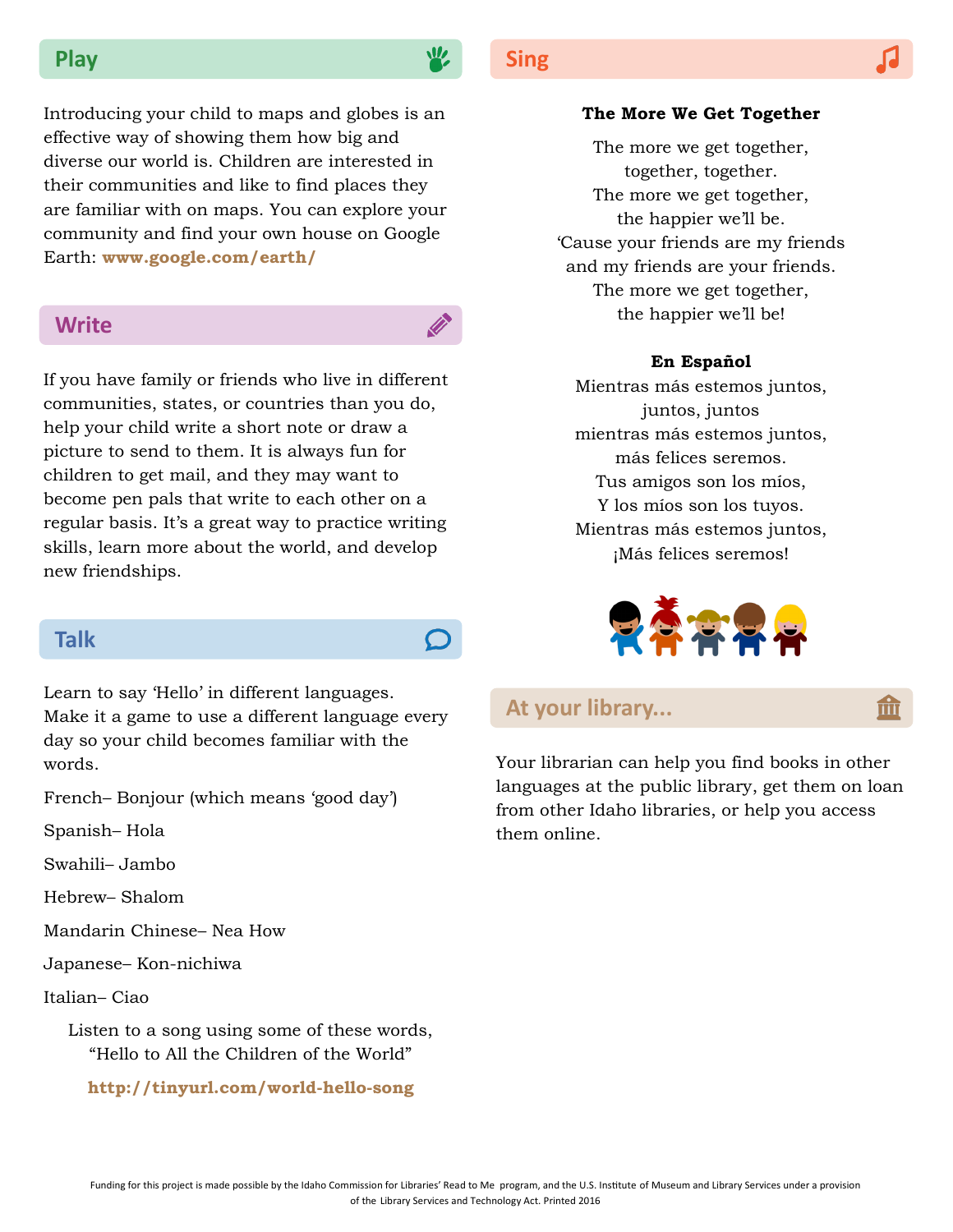## Play

Introducing your child to maps and globes is an effective way of showing them how big and diverse our world is. Children are interested in their communities and like to find places they are familiar with on maps. You can explore your community and find your own house on Google Earth: **www.google.com/earth/**

## Write

If you have family or friends who live in different communities, states, or countries than you do, help your child write a short note or draw a picture to send to them. It is always fun for children to get mail, and they may want to become pen pals that write to each other on a regular basis. It's a great way to practice writing skills, learn more about the world, and develop new friendships.

## Talk

Learn to say 'Hello' in different languages. Make it a game to use a different language every day so your child becomes familiar with the words.

French– Bonjour (which means 'good day')

Spanish– Hola

Swahili– Jambo

Hebrew– Shalom

Mandarin Chinese– Nea How

Japanese– Kon-nichiwa

Italian– Ciao

Listen to a song using some of these words, "Hello to All the Children of the World"

**http://tinyurl.com/world-hello-song**

## Sing

**The More We Get Together**

The more we get together,
together, together.
The more we get together,
the happier we'll be.
'Cause your friends are my friends
and my friends are your friends.
The more we get together,
the happier we'll be!

**En Español**

Mientras más estemos juntos,
juntos, juntos
mientras más estemos juntos,
más felices seremos.
Tus amigos son los míos,
Y los míos son los tuyos.
Mientras más estemos juntos,
¡Más felices seremos!

## At your library...

Your librarian can help you find books in other languages at the public library, get them on loan from other Idaho libraries, or help you access them online.

Funding for this project is made possible by the Idaho Commission for Libraries' Read to Me program, and the U.S. Institute of Museum and Library Services under a provision of the Library Services and Technology Act. Printed 2016